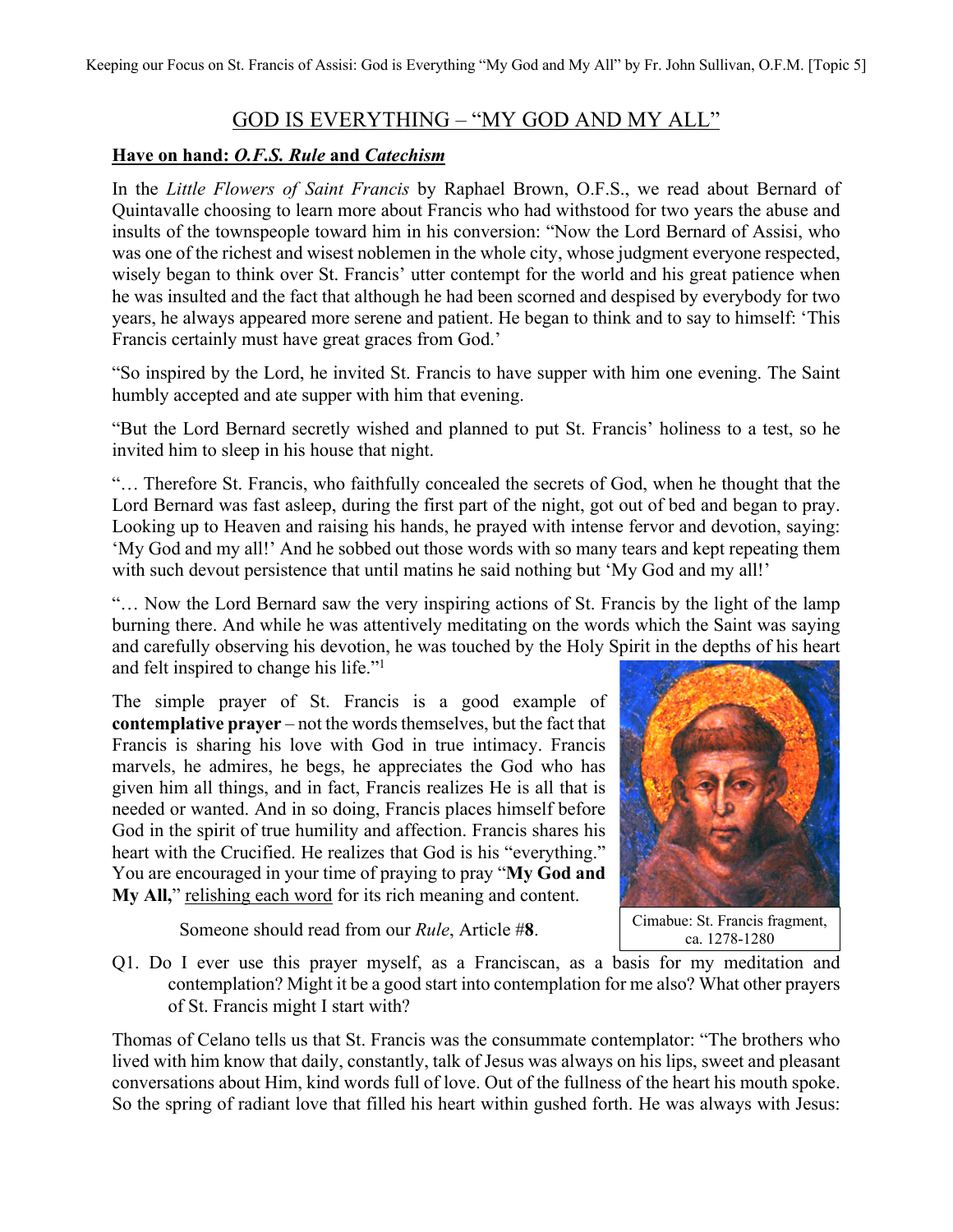# GOD IS EVERYTHING – "MY GOD AND MY ALL"

**Have on hand: *O.F.S. Rule* and *Catechism***

In the *Little Flowers of Saint Francis* by Raphael Brown, O.F.S., we read about Bernard of Quintavalle choosing to learn more about Francis who had withstood for two years the abuse and insults of the townspeople toward him in his conversion: "Now the Lord Bernard of Assisi, who was one of the richest and wisest noblemen in the whole city, whose judgment everyone respected, wisely began to think over St. Francis' utter contempt for the world and his great patience when he was insulted and the fact that although he had been scorned and despised by everybody for two years, he always appeared more serene and patient. He began to think and to say to himself: 'This Francis certainly must have great graces from God.'

"So inspired by the Lord, he invited St. Francis to have supper with him one evening. The Saint humbly accepted and ate supper with him that evening.

"But the Lord Bernard secretly wished and planned to put St. Francis' holiness to a test, so he invited him to sleep in his house that night.

"… Therefore St. Francis, who faithfully concealed the secrets of God, when he thought that the Lord Bernard was fast asleep, during the first part of the night, got out of bed and began to pray. Looking up to Heaven and raising his hands, he prayed with intense fervor and devotion, saying: 'My God and my all!' And he sobbed out those words with so many tears and kept repeating them with such devout persistence that until matins he said nothing but 'My God and my all!'

"… Now the Lord Bernard saw the very inspiring actions of St. Francis by the light of the lamp burning there. And while he was attentively meditating on the words which the Saint was saying and carefully observing his devotion, he was touched by the Holy Spirit in the depths of his heart and felt inspired to change his life."[1]

The simple prayer of St. Francis is a good example of **contemplative prayer** – not the words themselves, but the fact that Francis is sharing his love with God in true intimacy. Francis marvels, he admires, he begs, he appreciates the God who has given him all things, and in fact, Francis realizes He is all that is needed or wanted. And in so doing, Francis places himself before God in the spirit of true humility and affection. Francis shares his heart with the Crucified. He realizes that God is his "everything." You are encouraged in your time of praying to pray "**My God and My All,**" relishing each word for its rich meaning and content.

Cimabue: St. Francis fragment, ca. 1278-1280

Someone should read from our *Rule*, Article #**8**.

Q1. Do I ever use this prayer myself, as a Franciscan, as a basis for my meditation and contemplation? Might it be a good start into contemplation for me also? What other prayers of St. Francis might I start with?

Thomas of Celano tells us that St. Francis was the consummate contemplator: "The brothers who lived with him know that daily, constantly, talk of Jesus was always on his lips, sweet and pleasant conversations about Him, kind words full of love. Out of the fullness of the heart his mouth spoke. So the spring of radiant love that filled his heart within gushed forth. He was always with Jesus: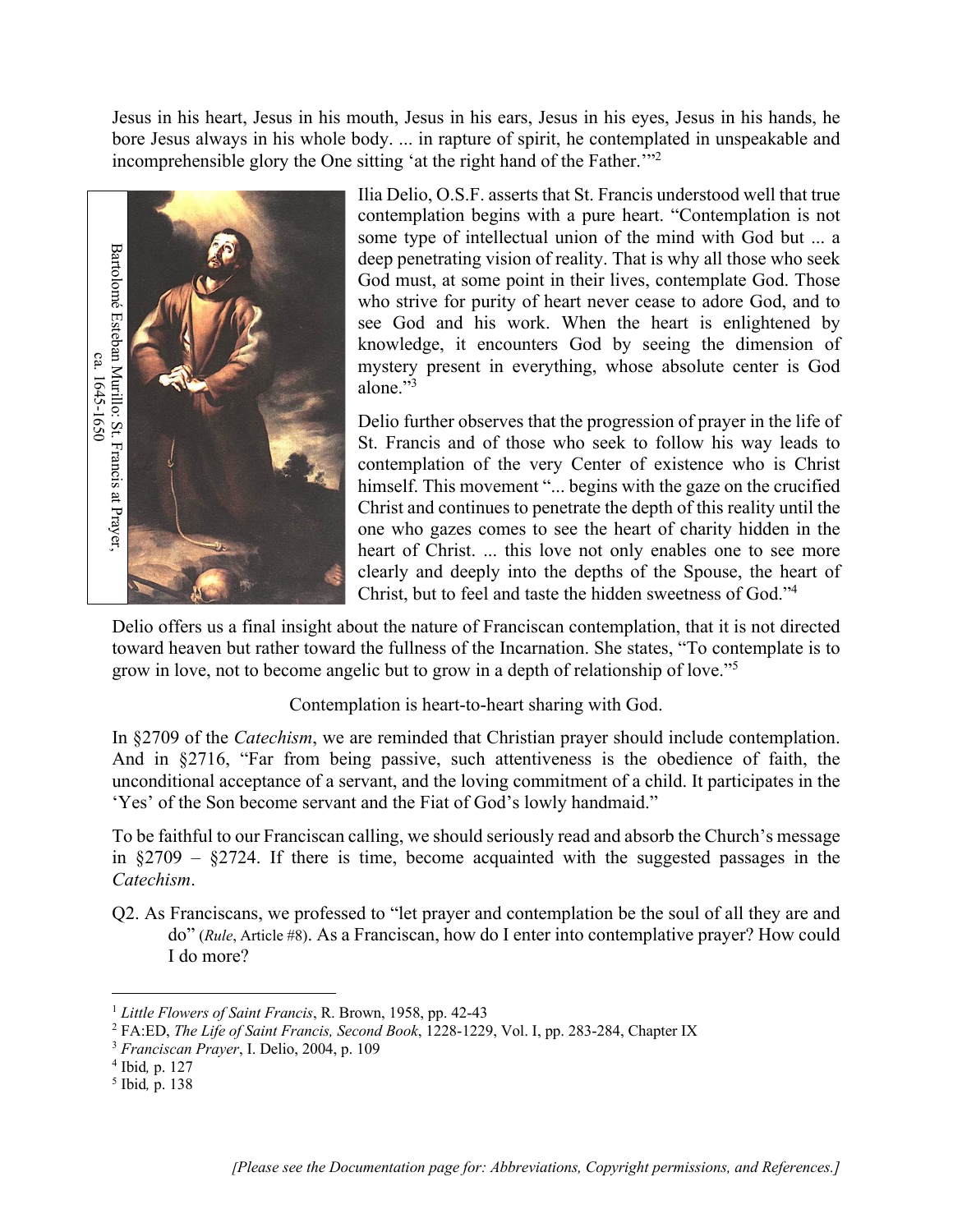Jesus in his heart, Jesus in his mouth, Jesus in his ears, Jesus in his eyes, Jesus in his hands, he bore Jesus always in his whole body. ... in rapture of spirit, he contemplated in unspeakable and incomprehensible glory the One sitting 'at the right hand of the Father.'"[2]

Bartolomé Esteban Murillo: St. Francis at Prayer, ca. 1645-1650

Ilia Delio, O.S.F. asserts that St. Francis understood well that true contemplation begins with a pure heart. "Contemplation is not some type of intellectual union of the mind with God but ... a deep penetrating vision of reality. That is why all those who seek God must, at some point in their lives, contemplate God. Those who strive for purity of heart never cease to adore God, and to see God and his work. When the heart is enlightened by knowledge, it encounters God by seeing the dimension of mystery present in everything, whose absolute center is God alone."[3]

Delio further observes that the progression of prayer in the life of St. Francis and of those who seek to follow his way leads to contemplation of the very Center of existence who is Christ himself. This movement "... begins with the gaze on the crucified Christ and continues to penetrate the depth of this reality until the one who gazes comes to see the heart of charity hidden in the heart of Christ. ... this love not only enables one to see more clearly and deeply into the depths of the Spouse, the heart of Christ, but to feel and taste the hidden sweetness of God."[4]

Delio offers us a final insight about the nature of Franciscan contemplation, that it is not directed toward heaven but rather toward the fullness of the Incarnation. She states, "To contemplate is to grow in love, not to become angelic but to grow in a depth of relationship of love."[5]

Contemplation is heart-to-heart sharing with God.

In §2709 of the *Catechism*, we are reminded that Christian prayer should include contemplation. And in §2716, "Far from being passive, such attentiveness is the obedience of faith, the unconditional acceptance of a servant, and the loving commitment of a child. It participates in the 'Yes' of the Son become servant and the Fiat of God's lowly handmaid."

To be faithful to our Franciscan calling, we should seriously read and absorb the Church's message in §2709 – §2724. If there is time, become acquainted with the suggested passages in the *Catechism*.

Q2. As Franciscans, we professed to "let prayer and contemplation be the soul of all they are and do" (*Rule*, Article #8). As a Franciscan, how do I enter into contemplative prayer? How could I do more?

---

[1] *Little Flowers of Saint Francis*, R. Brown, 1958, pp. 42-43
[2] FA:ED, *The Life of Saint Francis, Second Book*, 1228-1229, Vol. I, pp. 283-284, Chapter IX
[3] *Franciscan Prayer*, I. Delio, 2004, p. 109
[4] Ibid, p. 127
[5] Ibid, p. 138

*[Please see the Documentation page for: Abbreviations, Copyright permissions, and References.]*